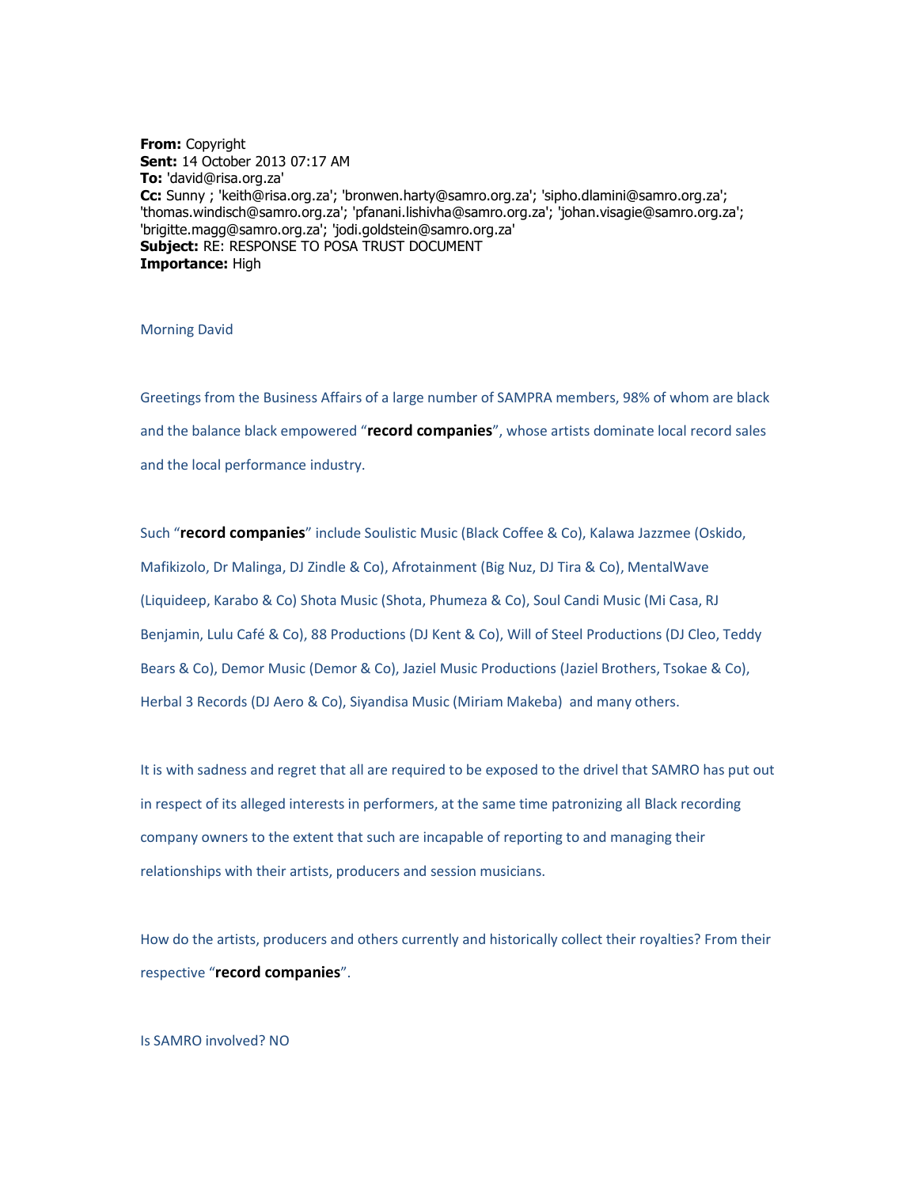**From:** Copyright
**Sent:** 14 October 2013 07:17 AM
**To:** 'david@risa.org.za'
**Cc:** Sunny ; 'keith@risa.org.za'; 'bronwen.harty@samro.org.za'; 'sipho.dlamini@samro.org.za'; 'thomas.windisch@samro.org.za'; 'pfanani.lishivha@samro.org.za'; 'johan.visagie@samro.org.za'; 'brigitte.magg@samro.org.za'; 'jodi.goldstein@samro.org.za'
**Subject:** RE: RESPONSE TO POSA TRUST DOCUMENT
**Importance:** High

Morning David

Greetings from the Business Affairs of a large number of SAMPRA members, 98% of whom are black and the balance black empowered "**record companies**", whose artists dominate local record sales and the local performance industry.

Such "**record companies**" include Soulistic Music (Black Coffee & Co), Kalawa Jazzmee (Oskido, Mafikizolo, Dr Malinga, DJ Zindle & Co), Afrotainment (Big Nuz, DJ Tira & Co), MentalWave (Liquideep, Karabo & Co) Shota Music (Shota, Phumeza & Co), Soul Candi Music (Mi Casa, RJ Benjamin, Lulu Café & Co), 88 Productions (DJ Kent & Co), Will of Steel Productions (DJ Cleo, Teddy Bears & Co), Demor Music (Demor & Co), Jaziel Music Productions (Jaziel Brothers, Tsokae & Co), Herbal 3 Records (DJ Aero & Co), Siyandisa Music (Miriam Makeba) and many others.

It is with sadness and regret that all are required to be exposed to the drivel that SAMRO has put out in respect of its alleged interests in performers, at the same time patronizing all Black recording company owners to the extent that such are incapable of reporting to and managing their relationships with their artists, producers and session musicians.

How do the artists, producers and others currently and historically collect their royalties? From their respective "**record companies**".

Is SAMRO involved? NO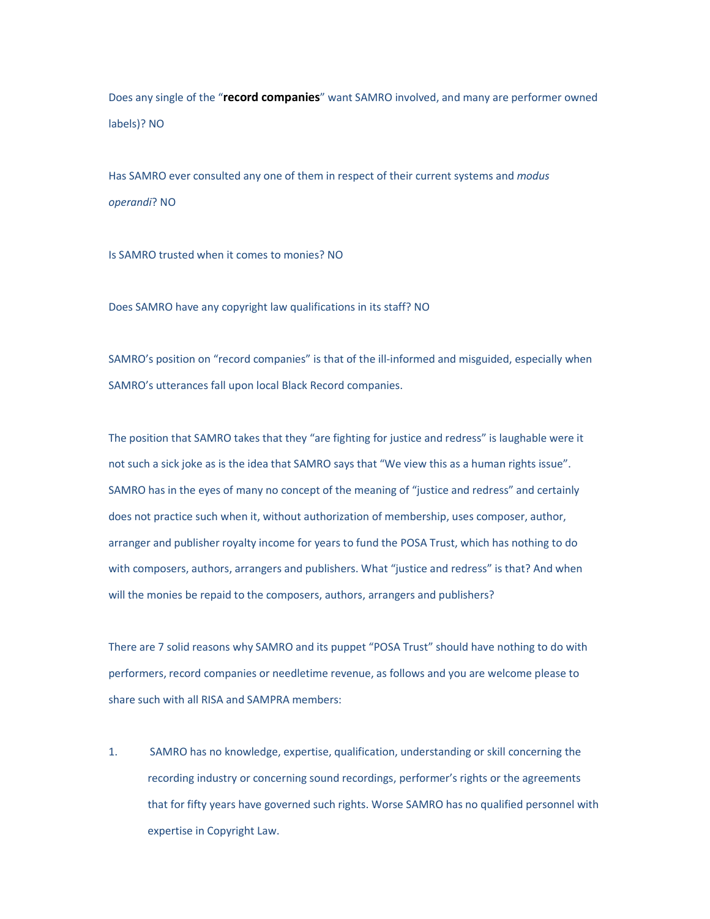Does any single of the "**record companies**" want SAMRO involved, and many are performer owned labels)? NO

Has SAMRO ever consulted any one of them in respect of their current systems and *modus operandi*? NO

Is SAMRO trusted when it comes to monies? NO

Does SAMRO have any copyright law qualifications in its staff? NO

SAMRO's position on "record companies" is that of the ill-informed and misguided, especially when SAMRO's utterances fall upon local Black Record companies.

The position that SAMRO takes that they "are fighting for justice and redress" is laughable were it not such a sick joke as is the idea that SAMRO says that "We view this as a human rights issue". SAMRO has in the eyes of many no concept of the meaning of "justice and redress" and certainly does not practice such when it, without authorization of membership, uses composer, author, arranger and publisher royalty income for years to fund the POSA Trust, which has nothing to do with composers, authors, arrangers and publishers. What "justice and redress" is that? And when will the monies be repaid to the composers, authors, arrangers and publishers?

There are 7 solid reasons why SAMRO and its puppet "POSA Trust" should have nothing to do with performers, record companies or needletime revenue, as follows and you are welcome please to share such with all RISA and SAMPRA members:

1. SAMRO has no knowledge, expertise, qualification, understanding or skill concerning the recording industry or concerning sound recordings, performer's rights or the agreements that for fifty years have governed such rights. Worse SAMRO has no qualified personnel with expertise in Copyright Law.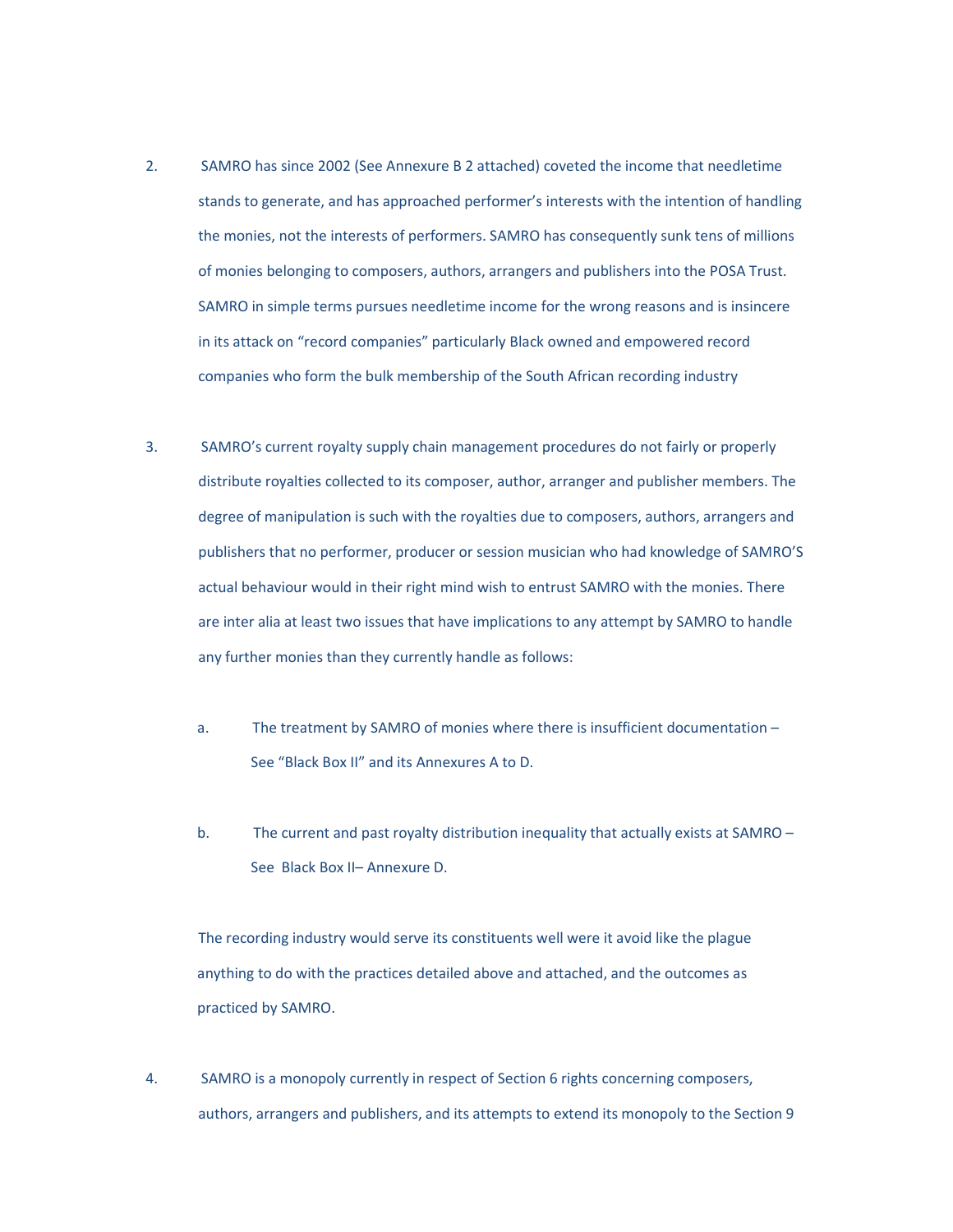2. SAMRO has since 2002 (See Annexure B 2 attached) coveted the income that needletime stands to generate, and has approached performer's interests with the intention of handling the monies, not the interests of performers. SAMRO has consequently sunk tens of millions of monies belonging to composers, authors, arrangers and publishers into the POSA Trust. SAMRO in simple terms pursues needletime income for the wrong reasons and is insincere in its attack on "record companies" particularly Black owned and empowered record companies who form the bulk membership of the South African recording industry

3. SAMRO's current royalty supply chain management procedures do not fairly or properly distribute royalties collected to its composer, author, arranger and publisher members. The degree of manipulation is such with the royalties due to composers, authors, arrangers and publishers that no performer, producer or session musician who had knowledge of SAMRO'S actual behaviour would in their right mind wish to entrust SAMRO with the monies. There are inter alia at least two issues that have implications to any attempt by SAMRO to handle any further monies than they currently handle as follows:

   a. The treatment by SAMRO of monies where there is insufficient documentation – See "Black Box II" and its Annexures A to D.

   b. The current and past royalty distribution inequality that actually exists at SAMRO – See Black Box II– Annexure D.

   The recording industry would serve its constituents well were it avoid like the plague anything to do with the practices detailed above and attached, and the outcomes as practiced by SAMRO.

4. SAMRO is a monopoly currently in respect of Section 6 rights concerning composers, authors, arrangers and publishers, and its attempts to extend its monopoly to the Section 9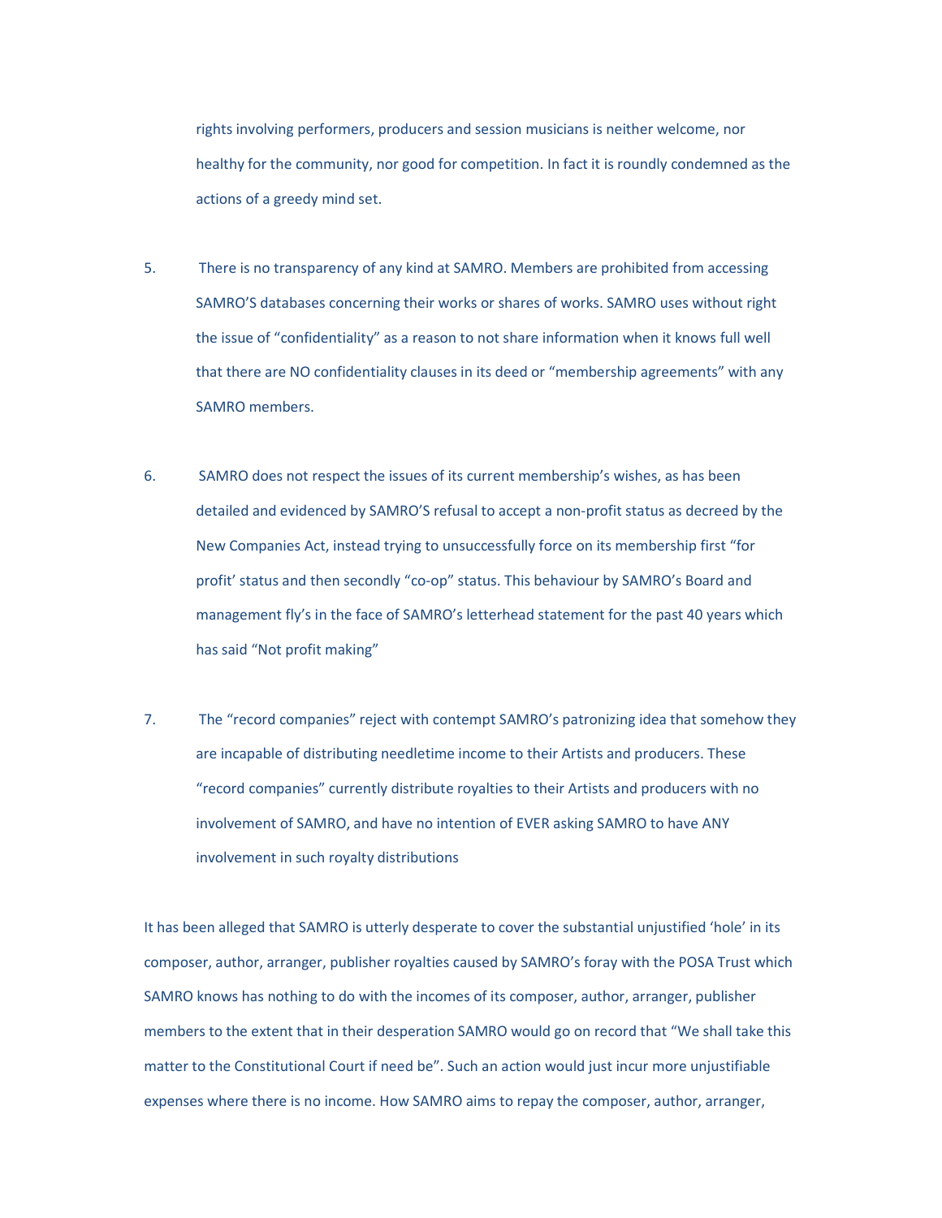rights involving performers, producers and session musicians is neither welcome, nor healthy for the community, nor good for competition. In fact it is roundly condemned as the actions of a greedy mind set.

5. There is no transparency of any kind at SAMRO. Members are prohibited from accessing SAMRO'S databases concerning their works or shares of works. SAMRO uses without right the issue of "confidentiality" as a reason to not share information when it knows full well that there are NO confidentiality clauses in its deed or "membership agreements" with any SAMRO members.

6. SAMRO does not respect the issues of its current membership's wishes, as has been detailed and evidenced by SAMRO'S refusal to accept a non-profit status as decreed by the New Companies Act, instead trying to unsuccessfully force on its membership first "for profit' status and then secondly "co-op" status. This behaviour by SAMRO's Board and management fly's in the face of SAMRO's letterhead statement for the past 40 years which has said "Not profit making"

7. The "record companies" reject with contempt SAMRO's patronizing idea that somehow they are incapable of distributing needletime income to their Artists and producers. These "record companies" currently distribute royalties to their Artists and producers with no involvement of SAMRO, and have no intention of EVER asking SAMRO to have ANY involvement in such royalty distributions

It has been alleged that SAMRO is utterly desperate to cover the substantial unjustified 'hole' in its composer, author, arranger, publisher royalties caused by SAMRO's foray with the POSA Trust which SAMRO knows has nothing to do with the incomes of its composer, author, arranger, publisher members to the extent that in their desperation SAMRO would go on record that "We shall take this matter to the Constitutional Court if need be". Such an action would just incur more unjustifiable expenses where there is no income. How SAMRO aims to repay the composer, author, arranger,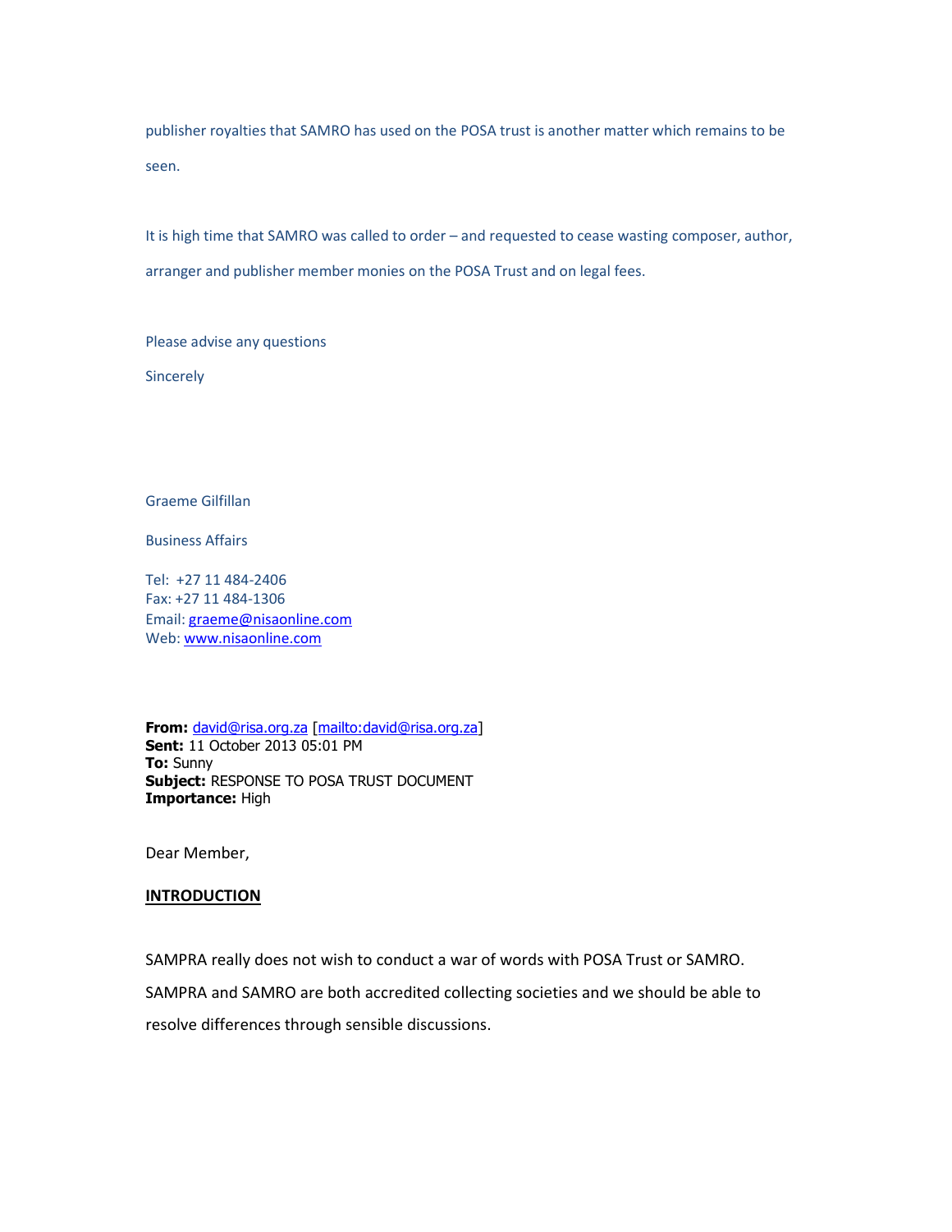publisher royalties that SAMRO has used on the POSA trust is another matter which remains to be seen.

It is high time that SAMRO was called to order – and requested to cease wasting composer, author, arranger and publisher member monies on the POSA Trust and on legal fees.

Please advise any questions

Sincerely

Graeme Gilfillan

Business Affairs

Tel: +27 11 484-2406
Fax: +27 11 484-1306
Email: graeme@nisaonline.com
Web: www.nisaonline.com

**From:** david@risa.org.za [mailto:david@risa.org.za]
**Sent:** 11 October 2013 05:01 PM
**To:** Sunny
**Subject:** RESPONSE TO POSA TRUST DOCUMENT
**Importance:** High

Dear Member,

**INTRODUCTION**

SAMPRA really does not wish to conduct a war of words with POSA Trust or SAMRO. SAMPRA and SAMRO are both accredited collecting societies and we should be able to resolve differences through sensible discussions.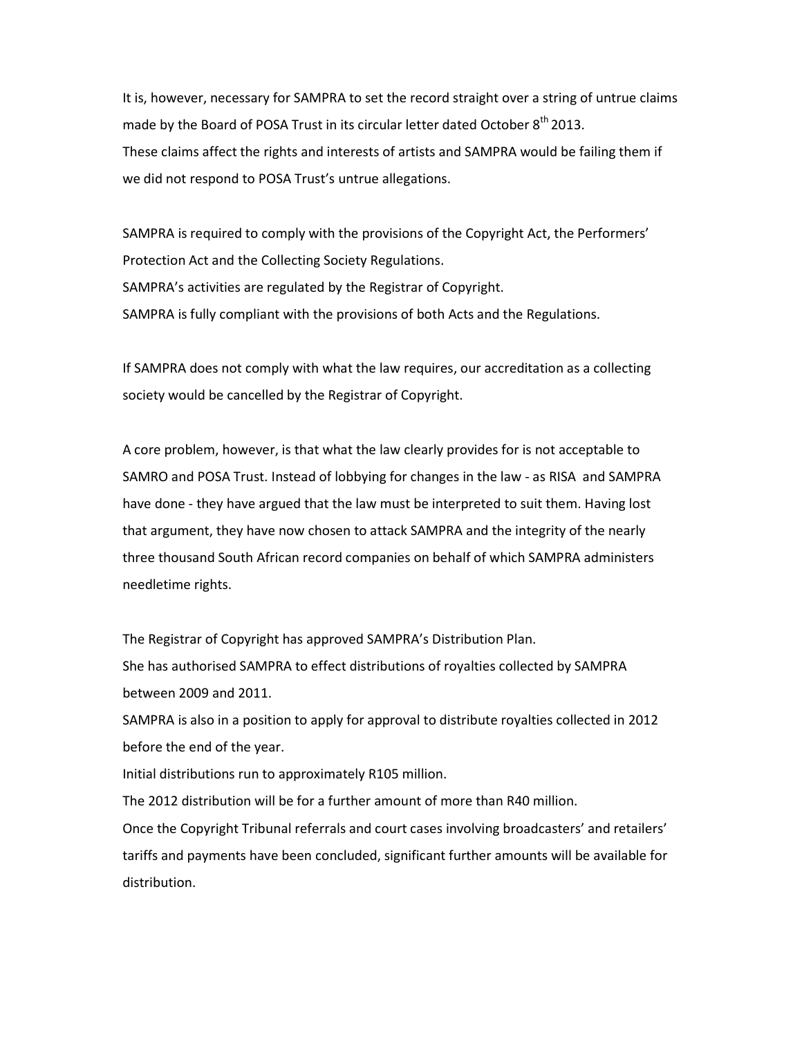It is, however, necessary for SAMPRA to set the record straight over a string of untrue claims made by the Board of POSA Trust in its circular letter dated October 8th 2013.
These claims affect the rights and interests of artists and SAMPRA would be failing them if we did not respond to POSA Trust's untrue allegations.

SAMPRA is required to comply with the provisions of the Copyright Act, the Performers' Protection Act and the Collecting Society Regulations.
SAMPRA's activities are regulated by the Registrar of Copyright.
SAMPRA is fully compliant with the provisions of both Acts and the Regulations.

If SAMPRA does not comply with what the law requires, our accreditation as a collecting society would be cancelled by the Registrar of Copyright.

A core problem, however, is that what the law clearly provides for is not acceptable to SAMRO and POSA Trust. Instead of lobbying for changes in the law - as RISA and SAMPRA have done - they have argued that the law must be interpreted to suit them. Having lost that argument, they have now chosen to attack SAMPRA and the integrity of the nearly three thousand South African record companies on behalf of which SAMPRA administers needletime rights.

The Registrar of Copyright has approved SAMPRA's Distribution Plan.
She has authorised SAMPRA to effect distributions of royalties collected by SAMPRA between 2009 and 2011.
SAMPRA is also in a position to apply for approval to distribute royalties collected in 2012 before the end of the year.
Initial distributions run to approximately R105 million.
The 2012 distribution will be for a further amount of more than R40 million.
Once the Copyright Tribunal referrals and court cases involving broadcasters' and retailers' tariffs and payments have been concluded, significant further amounts will be available for distribution.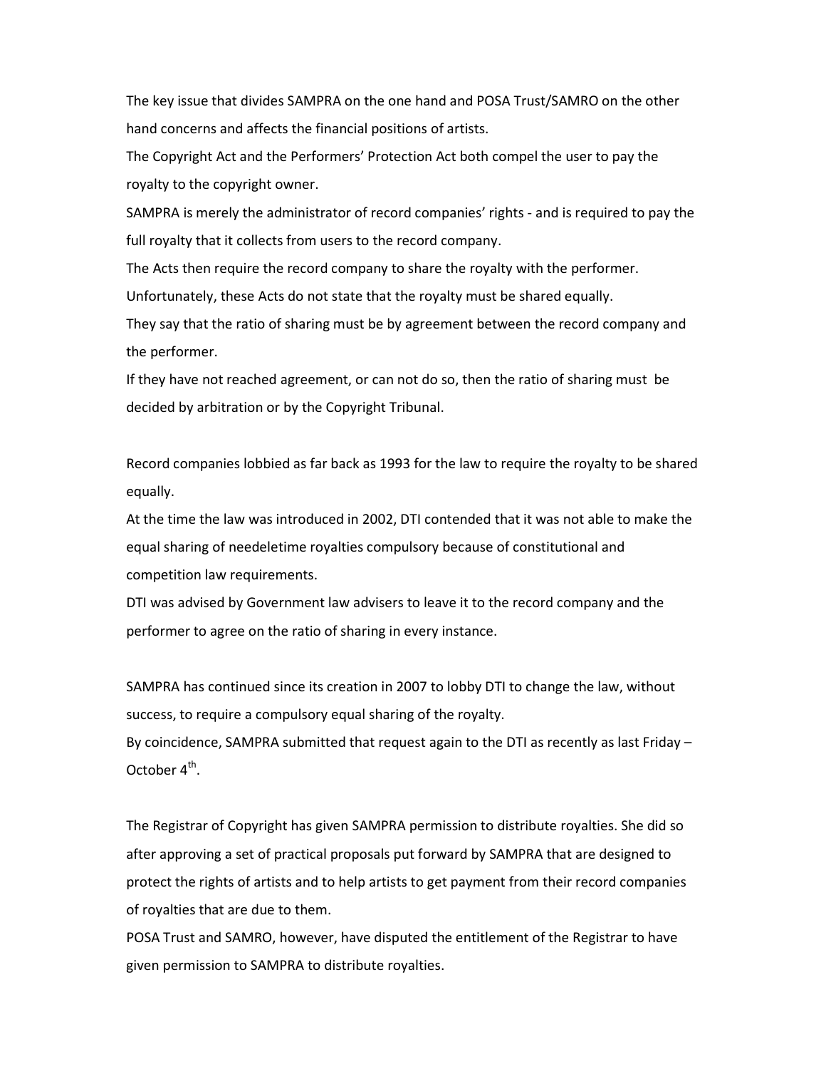The key issue that divides SAMPRA on the one hand and POSA Trust/SAMRO on the other hand concerns and affects the financial positions of artists.

The Copyright Act and the Performers' Protection Act both compel the user to pay the royalty to the copyright owner.

SAMPRA is merely the administrator of record companies' rights - and is required to pay the full royalty that it collects from users to the record company.

The Acts then require the record company to share the royalty with the performer.

Unfortunately, these Acts do not state that the royalty must be shared equally.

They say that the ratio of sharing must be by agreement between the record company and the performer.

If they have not reached agreement, or can not do so, then the ratio of sharing must be decided by arbitration or by the Copyright Tribunal.

Record companies lobbied as far back as 1993 for the law to require the royalty to be shared equally.

At the time the law was introduced in 2002, DTI contended that it was not able to make the equal sharing of needeletime royalties compulsory because of constitutional and competition law requirements.

DTI was advised by Government law advisers to leave it to the record company and the performer to agree on the ratio of sharing in every instance.

SAMPRA has continued since its creation in 2007 to lobby DTI to change the law, without success, to require a compulsory equal sharing of the royalty.

By coincidence, SAMPRA submitted that request again to the DTI as recently as last Friday – October 4th.

The Registrar of Copyright has given SAMPRA permission to distribute royalties. She did so after approving a set of practical proposals put forward by SAMPRA that are designed to protect the rights of artists and to help artists to get payment from their record companies of royalties that are due to them.

POSA Trust and SAMRO, however, have disputed the entitlement of the Registrar to have given permission to SAMPRA to distribute royalties.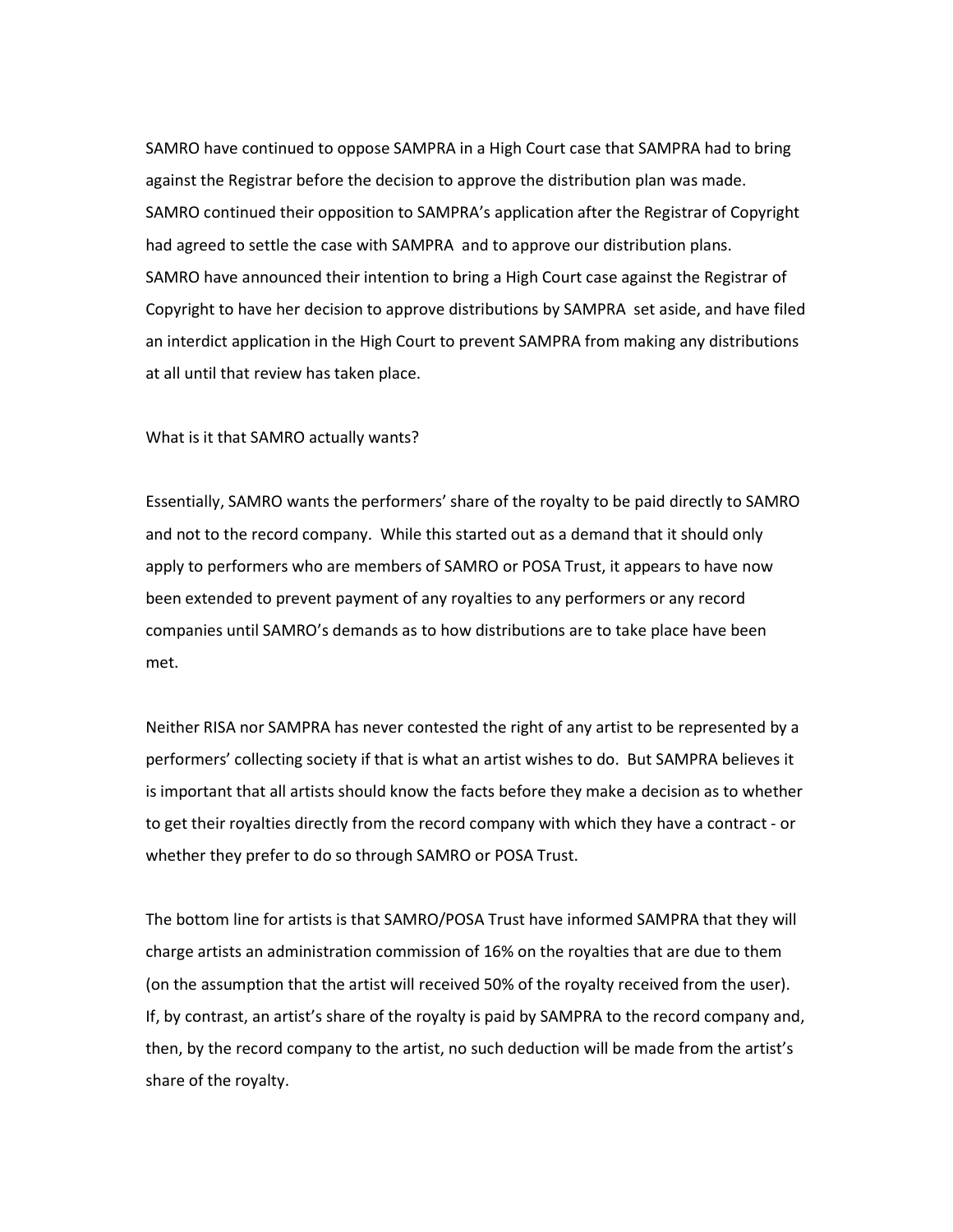SAMRO have continued to oppose SAMPRA in a High Court case that SAMPRA had to bring against the Registrar before the decision to approve the distribution plan was made. SAMRO continued their opposition to SAMPRA's application after the Registrar of Copyright had agreed to settle the case with SAMPRA and to approve our distribution plans. SAMRO have announced their intention to bring a High Court case against the Registrar of Copyright to have her decision to approve distributions by SAMPRA set aside, and have filed an interdict application in the High Court to prevent SAMPRA from making any distributions at all until that review has taken place.

What is it that SAMRO actually wants?

Essentially, SAMRO wants the performers' share of the royalty to be paid directly to SAMRO and not to the record company. While this started out as a demand that it should only apply to performers who are members of SAMRO or POSA Trust, it appears to have now been extended to prevent payment of any royalties to any performers or any record companies until SAMRO's demands as to how distributions are to take place have been met.

Neither RISA nor SAMPRA has never contested the right of any artist to be represented by a performers' collecting society if that is what an artist wishes to do. But SAMPRA believes it is important that all artists should know the facts before they make a decision as to whether to get their royalties directly from the record company with which they have a contract - or whether they prefer to do so through SAMRO or POSA Trust.

The bottom line for artists is that SAMRO/POSA Trust have informed SAMPRA that they will charge artists an administration commission of 16% on the royalties that are due to them (on the assumption that the artist will received 50% of the royalty received from the user). If, by contrast, an artist's share of the royalty is paid by SAMPRA to the record company and, then, by the record company to the artist, no such deduction will be made from the artist's share of the royalty.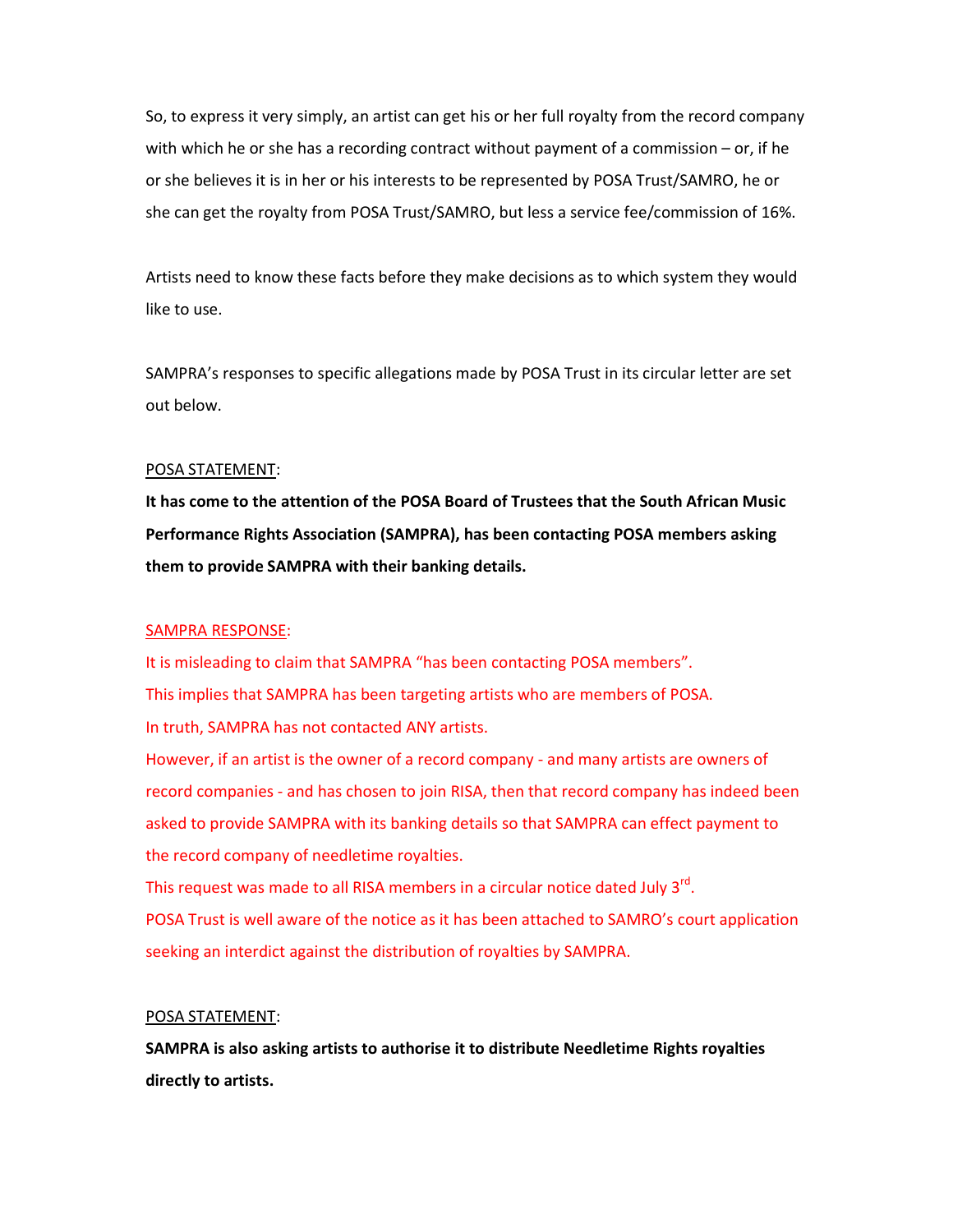So, to express it very simply, an artist can get his or her full royalty from the record company with which he or she has a recording contract without payment of a commission – or, if he or she believes it is in her or his interests to be represented by POSA Trust/SAMRO, he or she can get the royalty from POSA Trust/SAMRO, but less a service fee/commission of 16%.

Artists need to know these facts before they make decisions as to which system they would like to use.

SAMPRA's responses to specific allegations made by POSA Trust in its circular letter are set out below.

POSA STATEMENT:

**It has come to the attention of the POSA Board of Trustees that the South African Music Performance Rights Association (SAMPRA), has been contacting POSA members asking them to provide SAMPRA with their banking details.**

SAMPRA RESPONSE:

It is misleading to claim that SAMPRA "has been contacting POSA members".

This implies that SAMPRA has been targeting artists who are members of POSA.

In truth, SAMPRA has not contacted ANY artists.

However, if an artist is the owner of a record company - and many artists are owners of record companies - and has chosen to join RISA, then that record company has indeed been asked to provide SAMPRA with its banking details so that SAMPRA can effect payment to the record company of needletime royalties.

This request was made to all RISA members in a circular notice dated July 3rd.

POSA Trust is well aware of the notice as it has been attached to SAMRO's court application seeking an interdict against the distribution of royalties by SAMPRA.

POSA STATEMENT:

**SAMPRA is also asking artists to authorise it to distribute Needletime Rights royalties directly to artists.**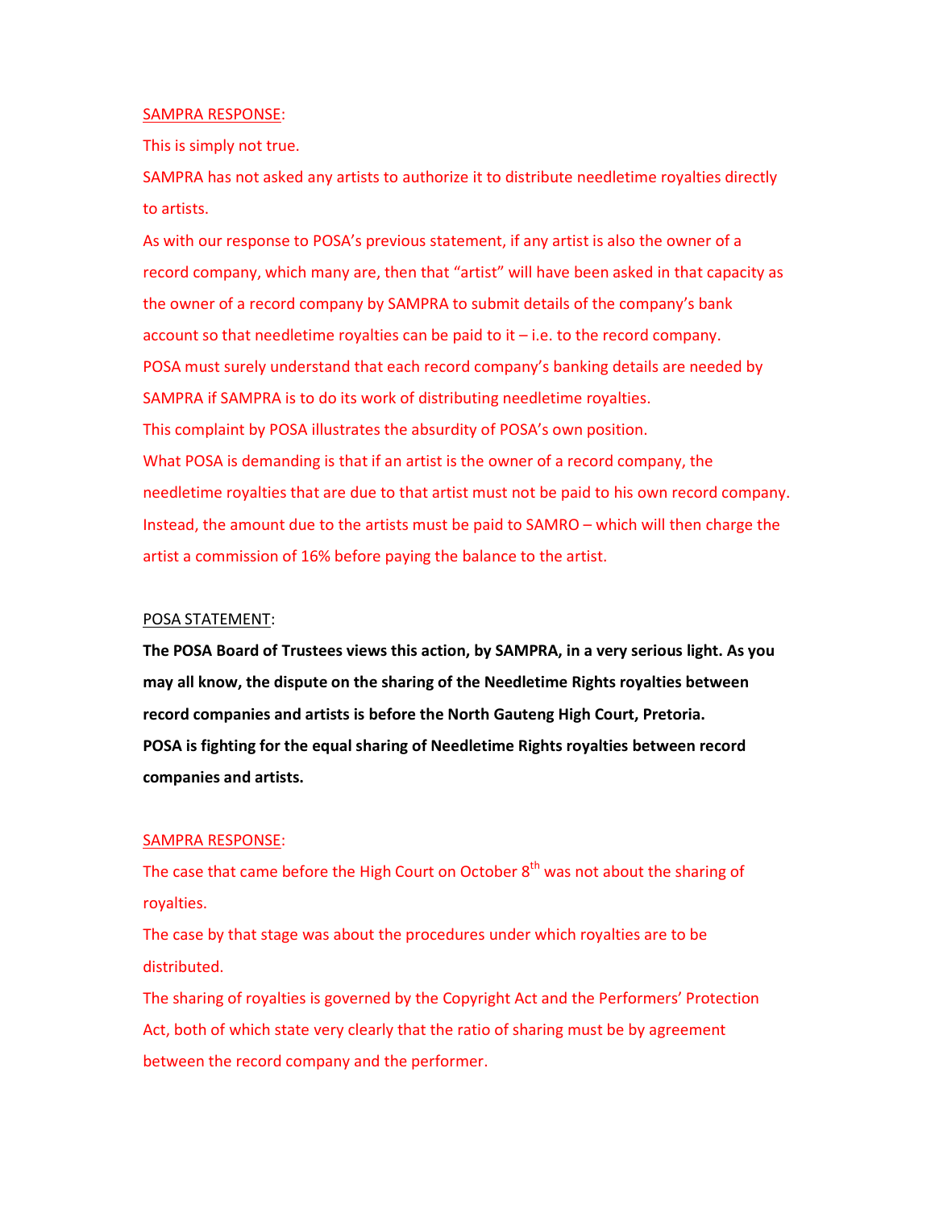SAMPRA RESPONSE:

This is simply not true.

SAMPRA has not asked any artists to authorize it to distribute needletime royalties directly to artists.

As with our response to POSA's previous statement, if any artist is also the owner of a record company, which many are, then that "artist" will have been asked in that capacity as the owner of a record company by SAMPRA to submit details of the company's bank account so that needletime royalties can be paid to it – i.e. to the record company.

POSA must surely understand that each record company's banking details are needed by SAMPRA if SAMPRA is to do its work of distributing needletime royalties.

This complaint by POSA illustrates the absurdity of POSA's own position.

What POSA is demanding is that if an artist is the owner of a record company, the needletime royalties that are due to that artist must not be paid to his own record company. Instead, the amount due to the artists must be paid to SAMRO – which will then charge the artist a commission of 16% before paying the balance to the artist.

POSA STATEMENT:

**The POSA Board of Trustees views this action, by SAMPRA, in a very serious light. As you may all know, the dispute on the sharing of the Needletime Rights royalties between record companies and artists is before the North Gauteng High Court, Pretoria.**

**POSA is fighting for the equal sharing of Needletime Rights royalties between record companies and artists.**

SAMPRA RESPONSE:

The case that came before the High Court on October 8th was not about the sharing of royalties.

The case by that stage was about the procedures under which royalties are to be distributed.

The sharing of royalties is governed by the Copyright Act and the Performers' Protection Act, both of which state very clearly that the ratio of sharing must be by agreement between the record company and the performer.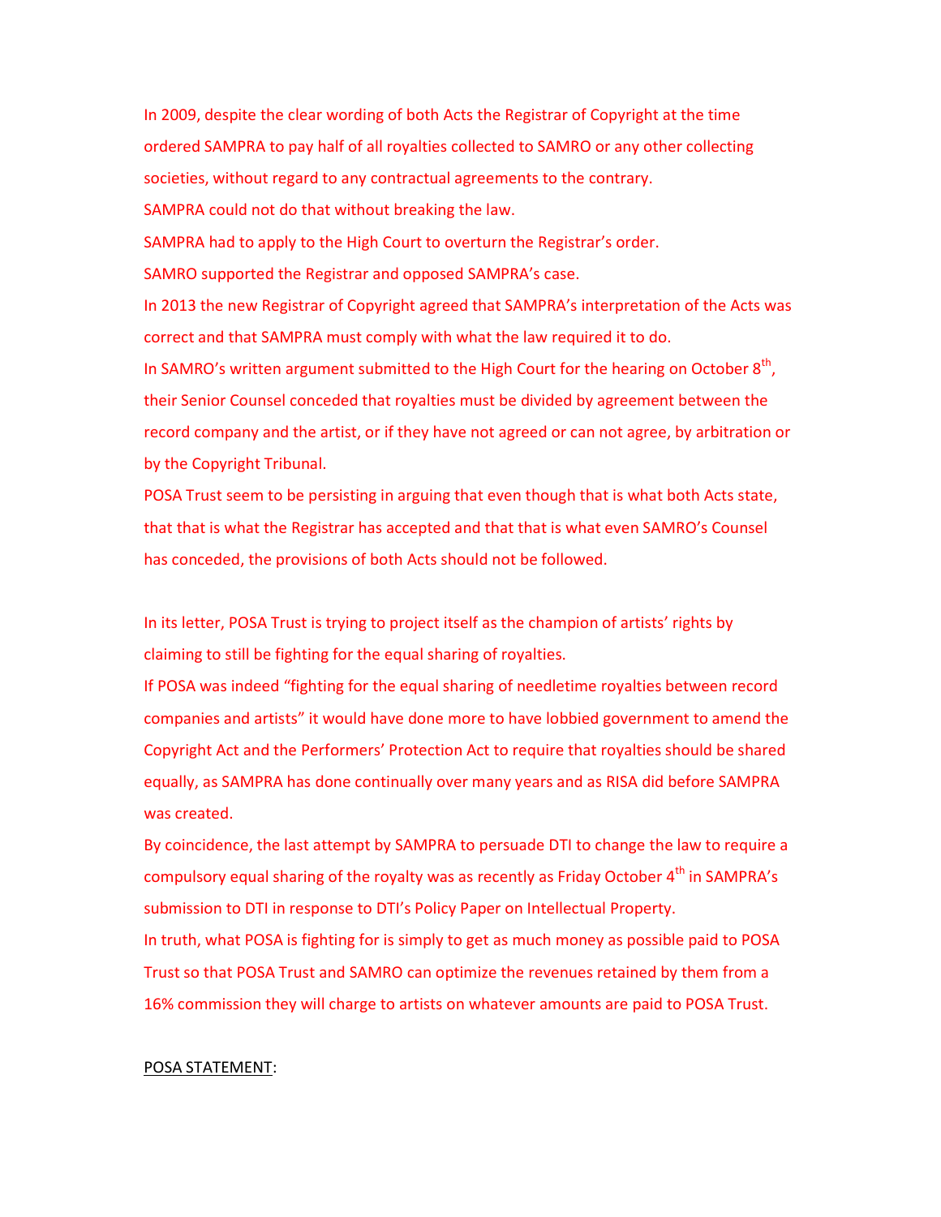In 2009, despite the clear wording of both Acts the Registrar of Copyright at the time ordered SAMPRA to pay half of all royalties collected to SAMRO or any other collecting societies, without regard to any contractual agreements to the contrary.

SAMPRA could not do that without breaking the law.

SAMPRA had to apply to the High Court to overturn the Registrar's order.

SAMRO supported the Registrar and opposed SAMPRA's case.

In 2013 the new Registrar of Copyright agreed that SAMPRA's interpretation of the Acts was correct and that SAMPRA must comply with what the law required it to do.

In SAMRO's written argument submitted to the High Court for the hearing on October 8th, their Senior Counsel conceded that royalties must be divided by agreement between the record company and the artist, or if they have not agreed or can not agree, by arbitration or by the Copyright Tribunal.

POSA Trust seem to be persisting in arguing that even though that is what both Acts state, that that is what the Registrar has accepted and that that is what even SAMRO's Counsel has conceded, the provisions of both Acts should not be followed.

In its letter, POSA Trust is trying to project itself as the champion of artists' rights by claiming to still be fighting for the equal sharing of royalties.

If POSA was indeed "fighting for the equal sharing of needletime royalties between record companies and artists" it would have done more to have lobbied government to amend the Copyright Act and the Performers' Protection Act to require that royalties should be shared equally, as SAMPRA has done continually over many years and as RISA did before SAMPRA was created.

By coincidence, the last attempt by SAMPRA to persuade DTI to change the law to require a compulsory equal sharing of the royalty was as recently as Friday October 4th in SAMPRA's submission to DTI in response to DTI's Policy Paper on Intellectual Property.

In truth, what POSA is fighting for is simply to get as much money as possible paid to POSA Trust so that POSA Trust and SAMRO can optimize the revenues retained by them from a 16% commission they will charge to artists on whatever amounts are paid to POSA Trust.

<u>POSA STATEMENT</u>: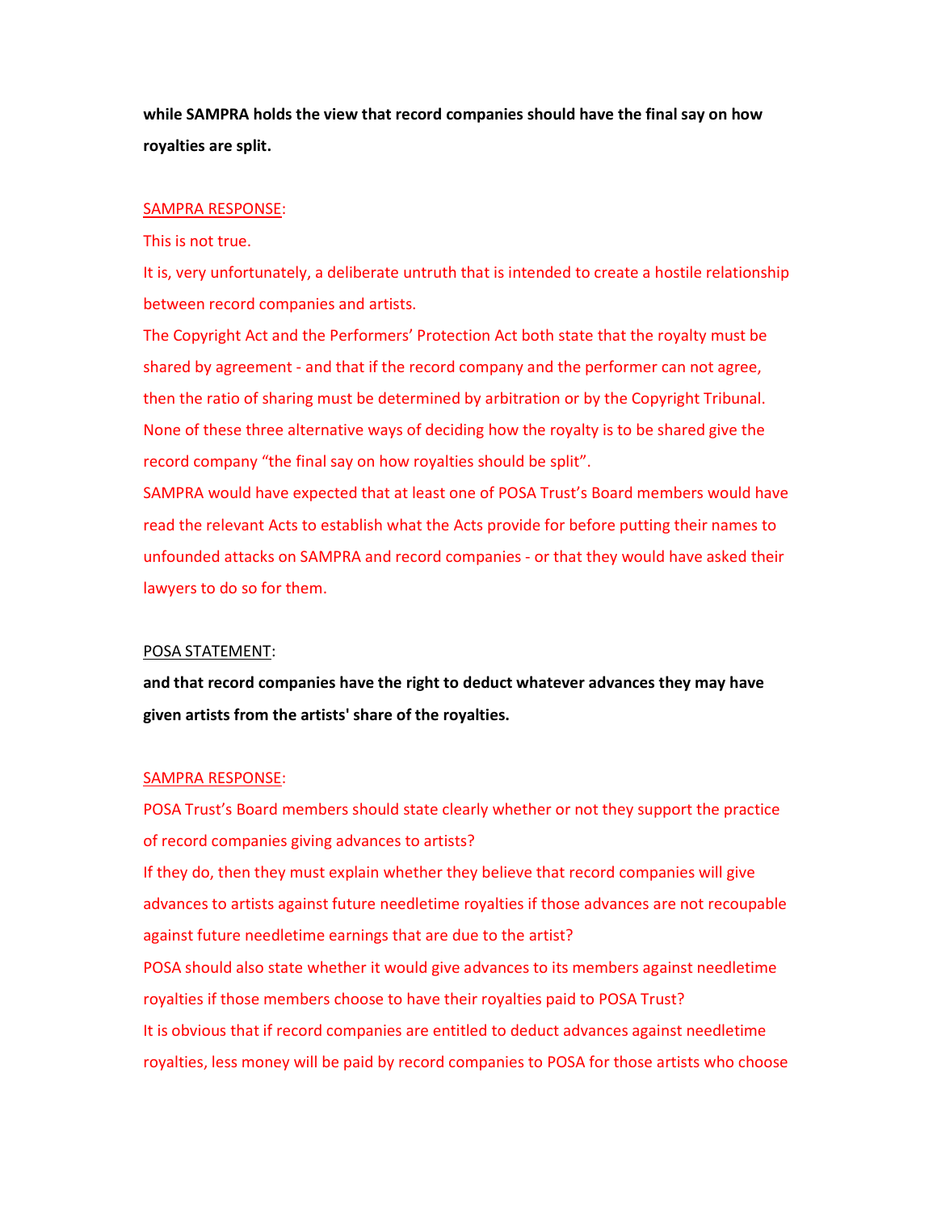**while SAMPRA holds the view that record companies should have the final say on how royalties are split.**

SAMPRA RESPONSE:

This is not true.

It is, very unfortunately, a deliberate untruth that is intended to create a hostile relationship between record companies and artists.

The Copyright Act and the Performers' Protection Act both state that the royalty must be shared by agreement - and that if the record company and the performer can not agree, then the ratio of sharing must be determined by arbitration or by the Copyright Tribunal. None of these three alternative ways of deciding how the royalty is to be shared give the record company "the final say on how royalties should be split".

SAMPRA would have expected that at least one of POSA Trust's Board members would have read the relevant Acts to establish what the Acts provide for before putting their names to unfounded attacks on SAMPRA and record companies - or that they would have asked their lawyers to do so for them.

POSA STATEMENT:

**and that record companies have the right to deduct whatever advances they may have given artists from the artists' share of the royalties.**

SAMPRA RESPONSE:

POSA Trust's Board members should state clearly whether or not they support the practice of record companies giving advances to artists?

If they do, then they must explain whether they believe that record companies will give advances to artists against future needletime royalties if those advances are not recoupable against future needletime earnings that are due to the artist?

POSA should also state whether it would give advances to its members against needletime royalties if those members choose to have their royalties paid to POSA Trust?

It is obvious that if record companies are entitled to deduct advances against needletime royalties, less money will be paid by record companies to POSA for those artists who choose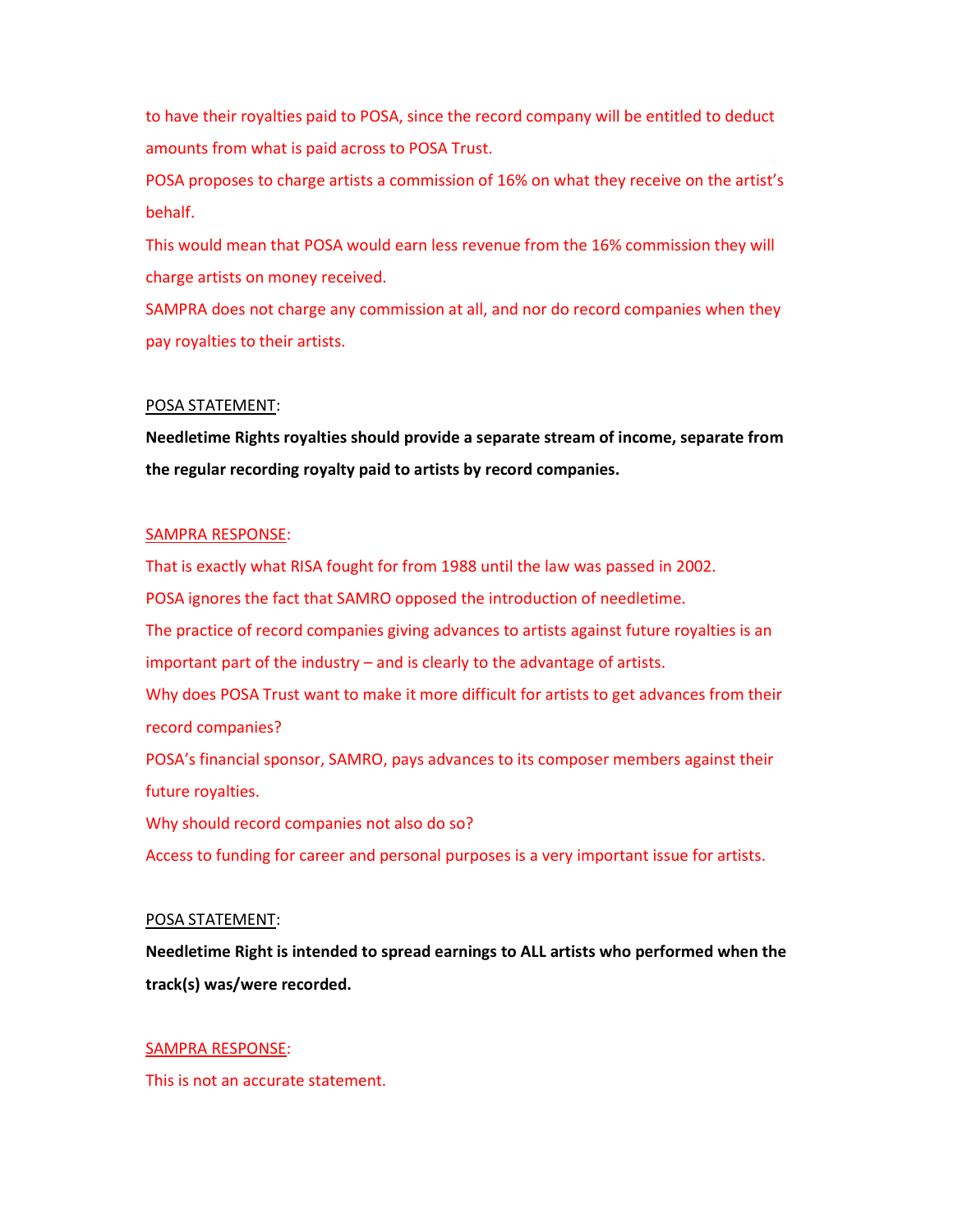to have their royalties paid to POSA, since the record company will be entitled to deduct amounts from what is paid across to POSA Trust.

POSA proposes to charge artists a commission of 16% on what they receive on the artist's behalf.

This would mean that POSA would earn less revenue from the 16% commission they will charge artists on money received.

SAMPRA does not charge any commission at all, and nor do record companies when they pay royalties to their artists.

POSA STATEMENT:

**Needletime Rights royalties should provide a separate stream of income, separate from the regular recording royalty paid to artists by record companies.**

SAMPRA RESPONSE:

That is exactly what RISA fought for from 1988 until the law was passed in 2002.

POSA ignores the fact that SAMRO opposed the introduction of needletime.

The practice of record companies giving advances to artists against future royalties is an important part of the industry – and is clearly to the advantage of artists.

Why does POSA Trust want to make it more difficult for artists to get advances from their record companies?

POSA's financial sponsor, SAMRO, pays advances to its composer members against their future royalties.

Why should record companies not also do so?

Access to funding for career and personal purposes is a very important issue for artists.

POSA STATEMENT:

**Needletime Right is intended to spread earnings to ALL artists who performed when the track(s) was/were recorded.**

SAMPRA RESPONSE:

This is not an accurate statement.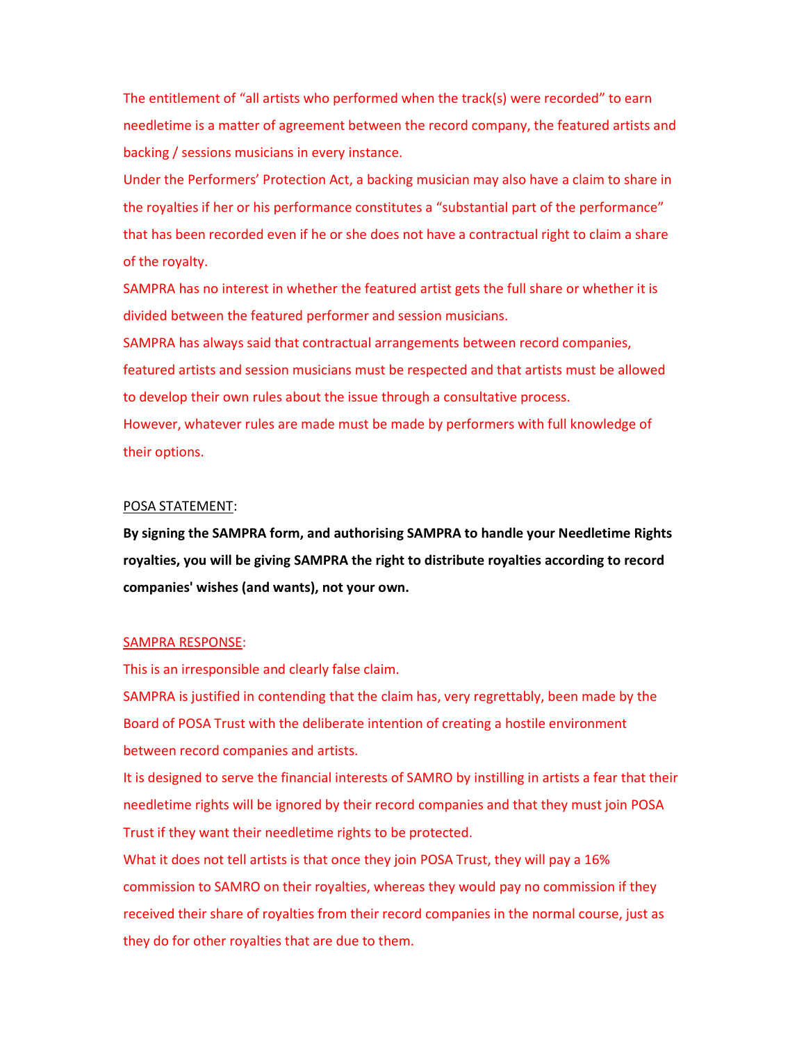The entitlement of "all artists who performed when the track(s) were recorded" to earn needletime is a matter of agreement between the record company, the featured artists and backing / sessions musicians in every instance.

Under the Performers' Protection Act, a backing musician may also have a claim to share in the royalties if her or his performance constitutes a "substantial part of the performance" that has been recorded even if he or she does not have a contractual right to claim a share of the royalty.

SAMPRA has no interest in whether the featured artist gets the full share or whether it is divided between the featured performer and session musicians.

SAMPRA has always said that contractual arrangements between record companies, featured artists and session musicians must be respected and that artists must be allowed to develop their own rules about the issue through a consultative process.

However, whatever rules are made must be made by performers with full knowledge of their options.

POSA STATEMENT:

**By signing the SAMPRA form, and authorising SAMPRA to handle your Needletime Rights royalties, you will be giving SAMPRA the right to distribute royalties according to record companies' wishes (and wants), not your own.**

SAMPRA RESPONSE:

This is an irresponsible and clearly false claim.

SAMPRA is justified in contending that the claim has, very regrettably, been made by the Board of POSA Trust with the deliberate intention of creating a hostile environment between record companies and artists.

It is designed to serve the financial interests of SAMRO by instilling in artists a fear that their needletime rights will be ignored by their record companies and that they must join POSA Trust if they want their needletime rights to be protected.

What it does not tell artists is that once they join POSA Trust, they will pay a 16% commission to SAMRO on their royalties, whereas they would pay no commission if they received their share of royalties from their record companies in the normal course, just as they do for other royalties that are due to them.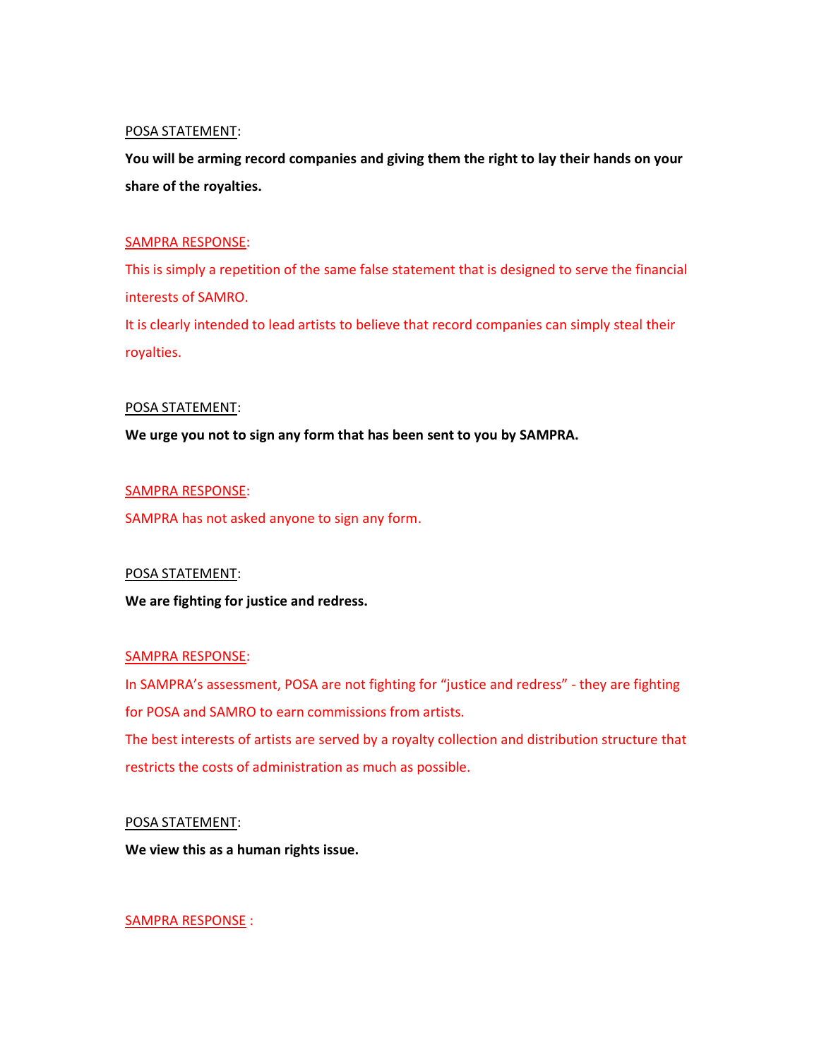POSA STATEMENT:

**You will be arming record companies and giving them the right to lay their hands on your share of the royalties.**

SAMPRA RESPONSE:

This is simply a repetition of the same false statement that is designed to serve the financial interests of SAMRO.

It is clearly intended to lead artists to believe that record companies can simply steal their royalties.

POSA STATEMENT:

**We urge you not to sign any form that has been sent to you by SAMPRA.**

SAMPRA RESPONSE:

SAMPRA has not asked anyone to sign any form.

POSA STATEMENT:

**We are fighting for justice and redress.**

SAMPRA RESPONSE:

In SAMPRA's assessment, POSA are not fighting for "justice and redress" - they are fighting for POSA and SAMRO to earn commissions from artists.

The best interests of artists are served by a royalty collection and distribution structure that restricts the costs of administration as much as possible.

POSA STATEMENT:

**We view this as a human rights issue.**

SAMPRA RESPONSE :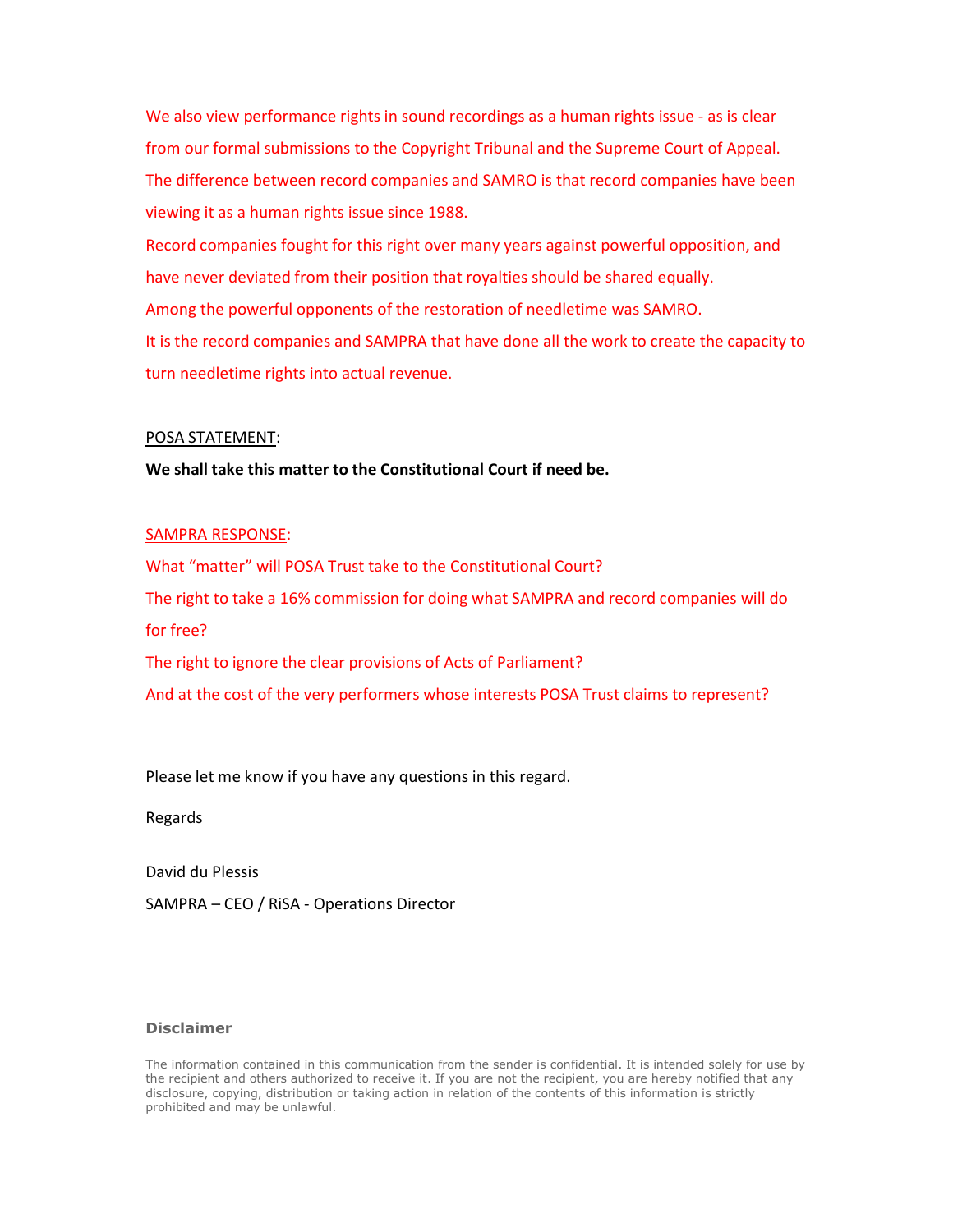We also view performance rights in sound recordings as a human rights issue - as is clear from our formal submissions to the Copyright Tribunal and the Supreme Court of Appeal. The difference between record companies and SAMRO is that record companies have been viewing it as a human rights issue since 1988.

Record companies fought for this right over many years against powerful opposition, and have never deviated from their position that royalties should be shared equally.

Among the powerful opponents of the restoration of needletime was SAMRO.

It is the record companies and SAMPRA that have done all the work to create the capacity to turn needletime rights into actual revenue.

<u>POSA STATEMENT</u>:

**We shall take this matter to the Constitutional Court if need be.**

<u>SAMPRA RESPONSE</u>:

What "matter" will POSA Trust take to the Constitutional Court?

The right to take a 16% commission for doing what SAMPRA and record companies will do for free?

The right to ignore the clear provisions of Acts of Parliament?

And at the cost of the very performers whose interests POSA Trust claims to represent?

Please let me know if you have any questions in this regard.

Regards

David du Plessis

SAMPRA – CEO / RiSA - Operations Director

**Disclaimer**

The information contained in this communication from the sender is confidential. It is intended solely for use by the recipient and others authorized to receive it. If you are not the recipient, you are hereby notified that any disclosure, copying, distribution or taking action in relation of the contents of this information is strictly prohibited and may be unlawful.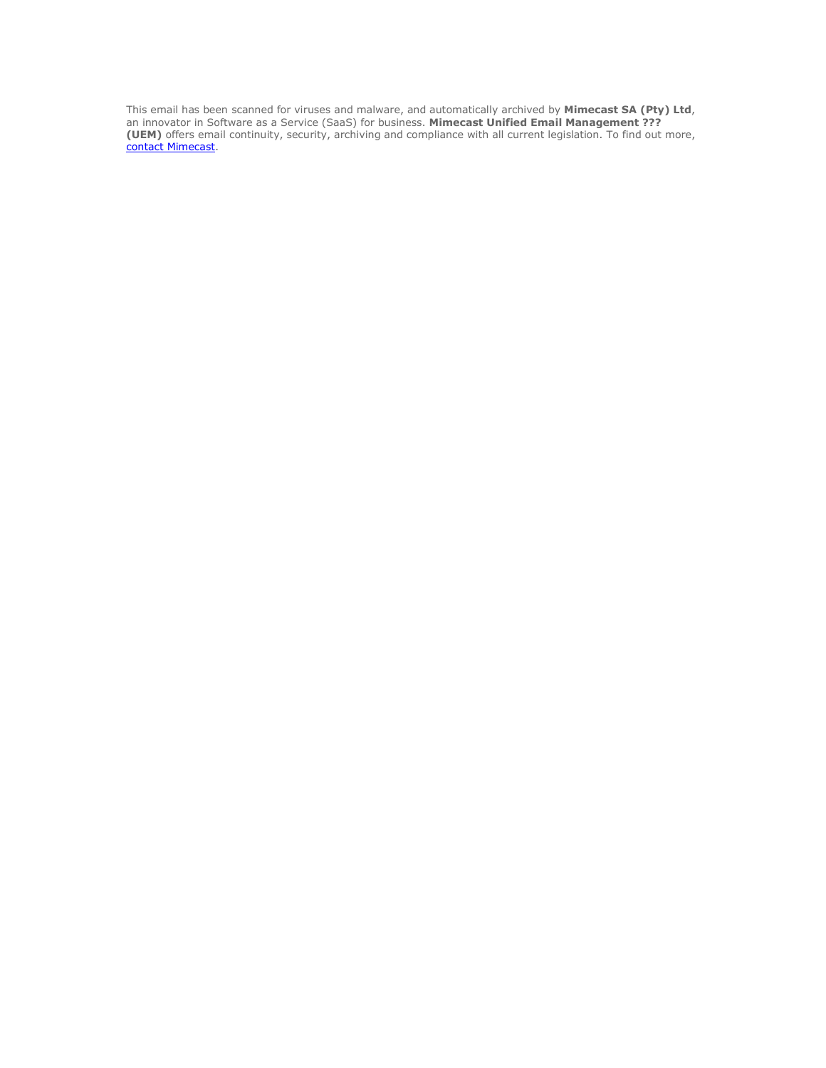This email has been scanned for viruses and malware, and automatically archived by **Mimecast SA (Pty) Ltd**, an innovator in Software as a Service (SaaS) for business. **Mimecast Unified Email Management ??? (UEM)** offers email continuity, security, archiving and compliance with all current legislation. To find out more, contact Mimecast.